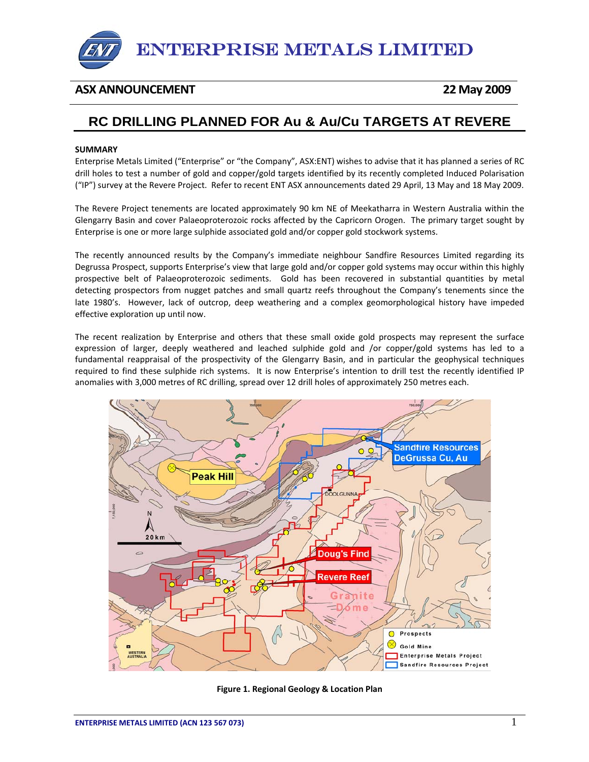# ENTERPRISE METALS LIMITED

**ASX ANNOUNCEMENT** **22 May 2009**

## RC DRILLING PLANNED FOR Au & Au/Cu TARGETS AT REVERE

**SUMMARY**

Enterprise Metals Limited ("Enterprise" or "the Company", ASX:ENT) wishes to advise that it has planned a series of RC drill holes to test a number of gold and copper/gold targets identified by its recently completed Induced Polarisation ("IP") survey at the Revere Project. Refer to recent ENT ASX announcements dated 29 April, 13 May and 18 May 2009.

The Revere Project tenements are located approximately 90 km NE of Meekatharra in Western Australia within the Glengarry Basin and cover Palaeoproterozoic rocks affected by the Capricorn Orogen. The primary target sought by Enterprise is one or more large sulphide associated gold and/or copper gold stockwork systems.

The recently announced results by the Company's immediate neighbour Sandfire Resources Limited regarding its Degrussa Prospect, supports Enterprise's view that large gold and/or copper gold systems may occur within this highly prospective belt of Palaeoproterozoic sediments. Gold has been recovered in substantial quantities by metal detecting prospectors from nugget patches and small quartz reefs throughout the Company's tenements since the late 1980's. However, lack of outcrop, deep weathering and a complex geomorphological history have impeded effective exploration up until now.

The recent realization by Enterprise and others that these small oxide gold prospects may represent the surface expression of larger, deeply weathered and leached sulphide gold and /or copper/gold systems has led to a fundamental reappraisal of the prospectivity of the Glengarry Basin, and in particular the geophysical techniques required to find these sulphide rich systems. It is now Enterprise's intention to drill test the recently identified IP anomalies with 3,000 metres of RC drilling, spread over 12 drill holes of approximately 250 metres each.

**Figure 1. Regional Geology & Location Plan**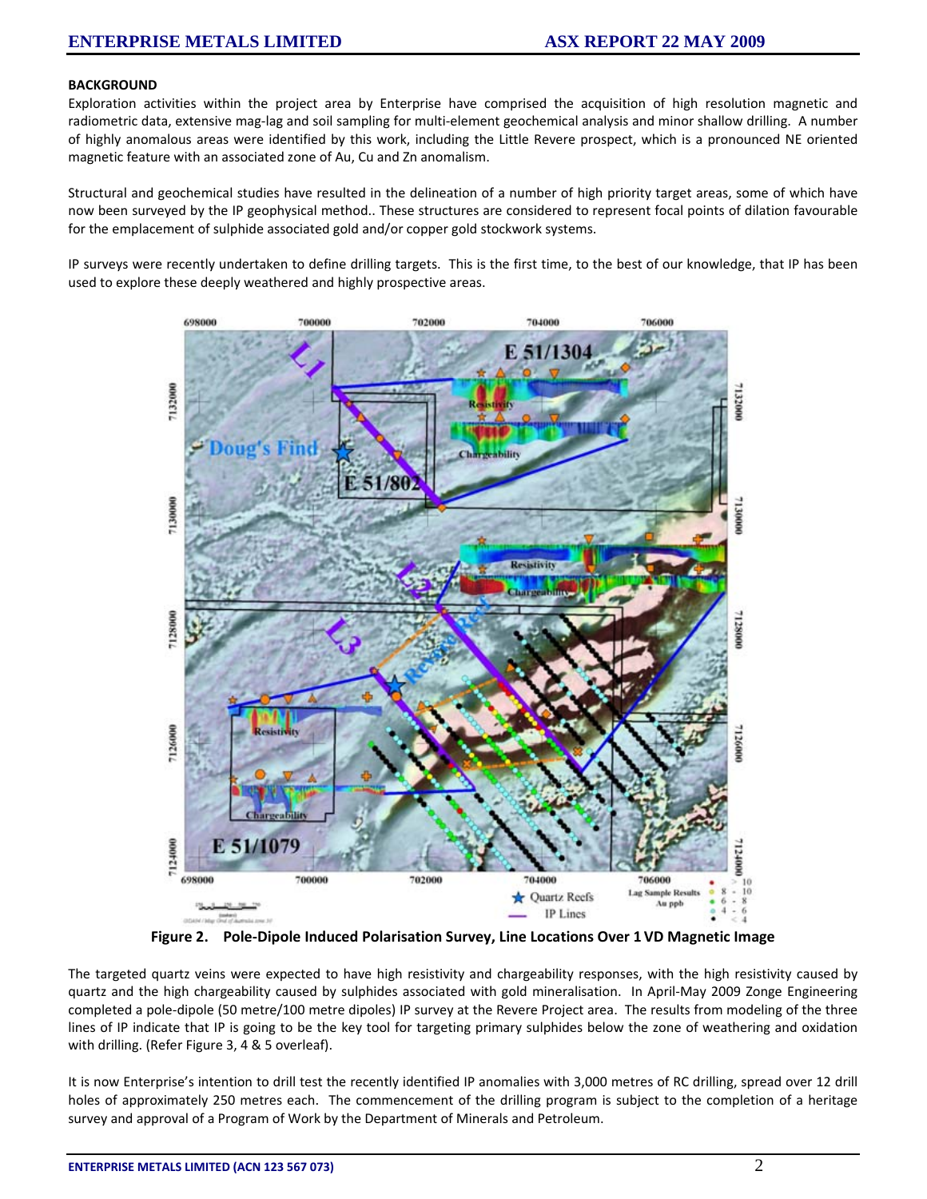## BACKGROUND

Exploration activities within the project area by Enterprise have comprised the acquisition of high resolution magnetic and radiometric data, extensive mag-lag and soil sampling for multi-element geochemical analysis and minor shallow drilling. A number of highly anomalous areas were identified by this work, including the Little Revere prospect, which is a pronounced NE oriented magnetic feature with an associated zone of Au, Cu and Zn anomalism.

Structural and geochemical studies have resulted in the delineation of a number of high priority target areas, some of which have now been surveyed by the IP geophysical method.. These structures are considered to represent focal points of dilation favourable for the emplacement of sulphide associated gold and/or copper gold stockwork systems.

IP surveys were recently undertaken to define drilling targets. This is the first time, to the best of our knowledge, that IP has been used to explore these deeply weathered and highly prospective areas.

**Figure 2. Pole-Dipole Induced Polarisation Survey, Line Locations Over 1 VD Magnetic Image**

The targeted quartz veins were expected to have high resistivity and chargeability responses, with the high resistivity caused by quartz and the high chargeability caused by sulphides associated with gold mineralisation. In April-May 2009 Zonge Engineering completed a pole-dipole (50 metre/100 metre dipoles) IP survey at the Revere Project area. The results from modeling of the three lines of IP indicate that IP is going to be the key tool for targeting primary sulphides below the zone of weathering and oxidation with drilling. (Refer Figure 3, 4 & 5 overleaf).

It is now Enterprise's intention to drill test the recently identified IP anomalies with 3,000 metres of RC drilling, spread over 12 drill holes of approximately 250 metres each. The commencement of the drilling program is subject to the completion of a heritage survey and approval of a Program of Work by the Department of Minerals and Petroleum.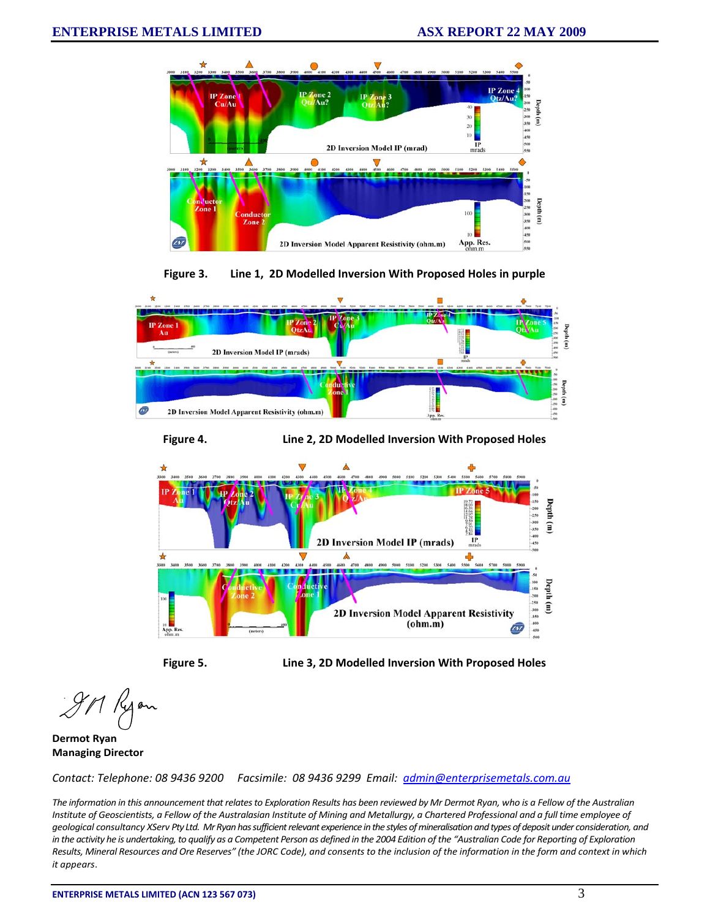**Figure 3.** **Line 1, 2D Modelled Inversion With Proposed Holes in purple**

**Figure 4.** **Line 2, 2D Modelled Inversion With Proposed Holes**

**Figure 5.** **Line 3, 2D Modelled Inversion With Proposed Holes**

**Dermot Ryan**
**Managing Director**

*Contact: Telephone: 08 9436 9200  Facsimile: 08 9436 9299 Email: admin@enterprisemetals.com.au*

*The information in this announcement that relates to Exploration Results has been reviewed by Mr Dermot Ryan, who is a Fellow of the Australian Institute of Geoscientists, a Fellow of the Australasian Institute of Mining and Metallurgy, a Chartered Professional and a full time employee of geological consultancy XServ Pty Ltd. Mr Ryan has sufficient relevant experience in the styles of mineralisation and types of deposit under consideration, and in the activity he is undertaking, to qualify as a Competent Person as defined in the 2004 Edition of the "Australian Code for Reporting of Exploration Results, Mineral Resources and Ore Reserves" (the JORC Code), and consents to the inclusion of the information in the form and context in which it appears.*